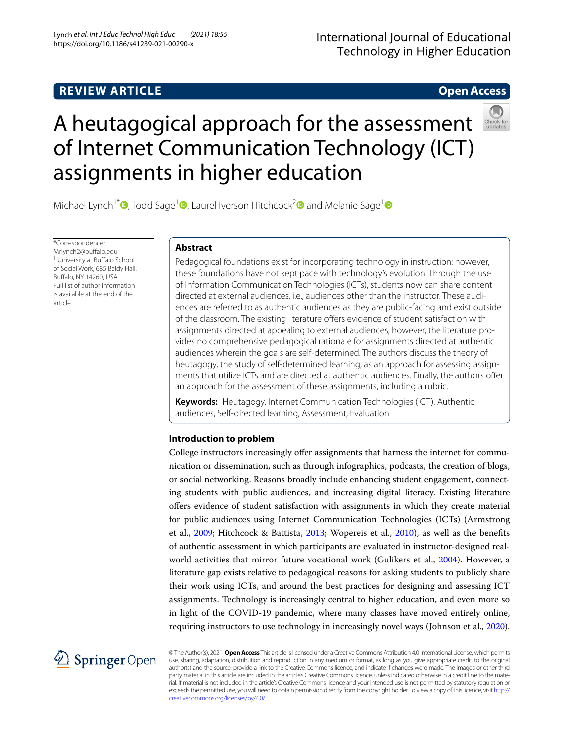REVIEW ARTICLE

Open Access

# A heutagogical approach for the assessment of Internet Communication Technology (ICT) assignments in higher education

Michael Lynch[1*], Todd Sage[1], Laurel Iverson Hitchcock[2] and Melanie Sage[1]

*Correspondence: Mrlynch2@buffalo.edu
[1] University at Buffalo School of Social Work, 685 Baldy Hall, Buffalo, NY 14260, USA
Full list of author information is available at the end of the article

## Abstract

Pedagogical foundations exist for incorporating technology in instruction; however, these foundations have not kept pace with technology's evolution. Through the use of Information Communication Technologies (ICTs), students now can share content directed at external audiences, i.e., audiences other than the instructor. These audiences are referred to as authentic audiences as they are public-facing and exist outside of the classroom. The existing literature offers evidence of student satisfaction with assignments directed at appealing to external audiences, however, the literature provides no comprehensive pedagogical rationale for assignments directed at authentic audiences wherein the goals are self-determined. The authors discuss the theory of heutagogy, the study of self-determined learning, as an approach for assessing assignments that utilize ICTs and are directed at authentic audiences. Finally, the authors offer an approach for the assessment of these assignments, including a rubric.

**Keywords:** Heutagogy, Internet Communication Technologies (ICT), Authentic audiences, Self-directed learning, Assessment, Evaluation

## Introduction to problem

College instructors increasingly offer assignments that harness the internet for communication or dissemination, such as through infographics, podcasts, the creation of blogs, or social networking. Reasons broadly include enhancing student engagement, connecting students with public audiences, and increasing digital literacy. Existing literature offers evidence of student satisfaction with assignments in which they create material for public audiences using Internet Communication Technologies (ICTs) (Armstrong et al., 2009; Hitchcock & Battista, 2013; Wopereis et al., 2010), as well as the benefits of authentic assessment in which participants are evaluated in instructor-designed real-world activities that mirror future vocational work (Gulikers et al., 2004). However, a literature gap exists relative to pedagogical reasons for asking students to publicly share their work using ICTs, and around the best practices for designing and assessing ICT assignments. Technology is increasingly central to higher education, and even more so in light of the COVID-19 pandemic, where many classes have moved entirely online, requiring instructors to use technology in increasingly novel ways (Johnson et al., 2020).

© The Author(s), 2021. **Open Access** This article is licensed under a Creative Commons Attribution 4.0 International License, which permits use, sharing, adaptation, distribution and reproduction in any medium or format, as long as you give appropriate credit to the original author(s) and the source, provide a link to the Creative Commons licence, and indicate if changes were made. The images or other third party material in this article are included in the article's Creative Commons licence, unless indicated otherwise in a credit line to the material. If material is not included in the article's Creative Commons licence and your intended use is not permitted by statutory regulation or exceeds the permitted use, you will need to obtain permission directly from the copyright holder. To view a copy of this licence, visit http://creativecommons.org/licenses/by/4.0/.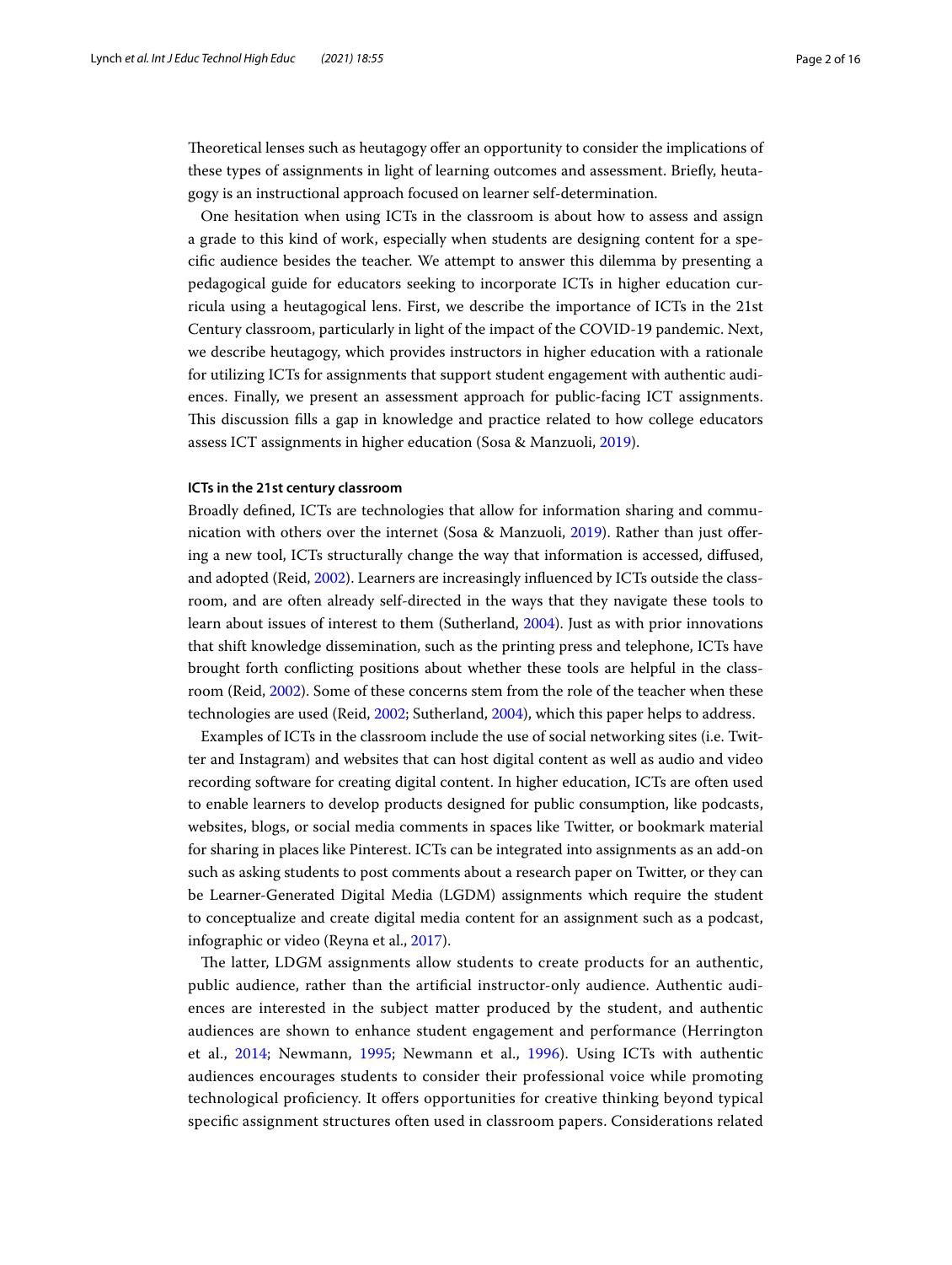Theoretical lenses such as heutagogy offer an opportunity to consider the implications of these types of assignments in light of learning outcomes and assessment. Briefly, heutagogy is an instructional approach focused on learner self-determination.

One hesitation when using ICTs in the classroom is about how to assess and assign a grade to this kind of work, especially when students are designing content for a specific audience besides the teacher. We attempt to answer this dilemma by presenting a pedagogical guide for educators seeking to incorporate ICTs in higher education curricula using a heutagogical lens. First, we describe the importance of ICTs in the 21st Century classroom, particularly in light of the impact of the COVID-19 pandemic. Next, we describe heutagogy, which provides instructors in higher education with a rationale for utilizing ICTs for assignments that support student engagement with authentic audiences. Finally, we present an assessment approach for public-facing ICT assignments. This discussion fills a gap in knowledge and practice related to how college educators assess ICT assignments in higher education (Sosa & Manzuoli, 2019).

### ICTs in the 21st century classroom

Broadly defined, ICTs are technologies that allow for information sharing and communication with others over the internet (Sosa & Manzuoli, 2019). Rather than just offering a new tool, ICTs structurally change the way that information is accessed, diffused, and adopted (Reid, 2002). Learners are increasingly influenced by ICTs outside the classroom, and are often already self-directed in the ways that they navigate these tools to learn about issues of interest to them (Sutherland, 2004). Just as with prior innovations that shift knowledge dissemination, such as the printing press and telephone, ICTs have brought forth conflicting positions about whether these tools are helpful in the classroom (Reid, 2002). Some of these concerns stem from the role of the teacher when these technologies are used (Reid, 2002; Sutherland, 2004), which this paper helps to address.

Examples of ICTs in the classroom include the use of social networking sites (i.e. Twitter and Instagram) and websites that can host digital content as well as audio and video recording software for creating digital content. In higher education, ICTs are often used to enable learners to develop products designed for public consumption, like podcasts, websites, blogs, or social media comments in spaces like Twitter, or bookmark material for sharing in places like Pinterest. ICTs can be integrated into assignments as an add-on such as asking students to post comments about a research paper on Twitter, or they can be Learner-Generated Digital Media (LGDM) assignments which require the student to conceptualize and create digital media content for an assignment such as a podcast, infographic or video (Reyna et al., 2017).

The latter, LDGM assignments allow students to create products for an authentic, public audience, rather than the artificial instructor-only audience. Authentic audiences are interested in the subject matter produced by the student, and authentic audiences are shown to enhance student engagement and performance (Herrington et al., 2014; Newmann, 1995; Newmann et al., 1996). Using ICTs with authentic audiences encourages students to consider their professional voice while promoting technological proficiency. It offers opportunities for creative thinking beyond typical specific assignment structures often used in classroom papers. Considerations related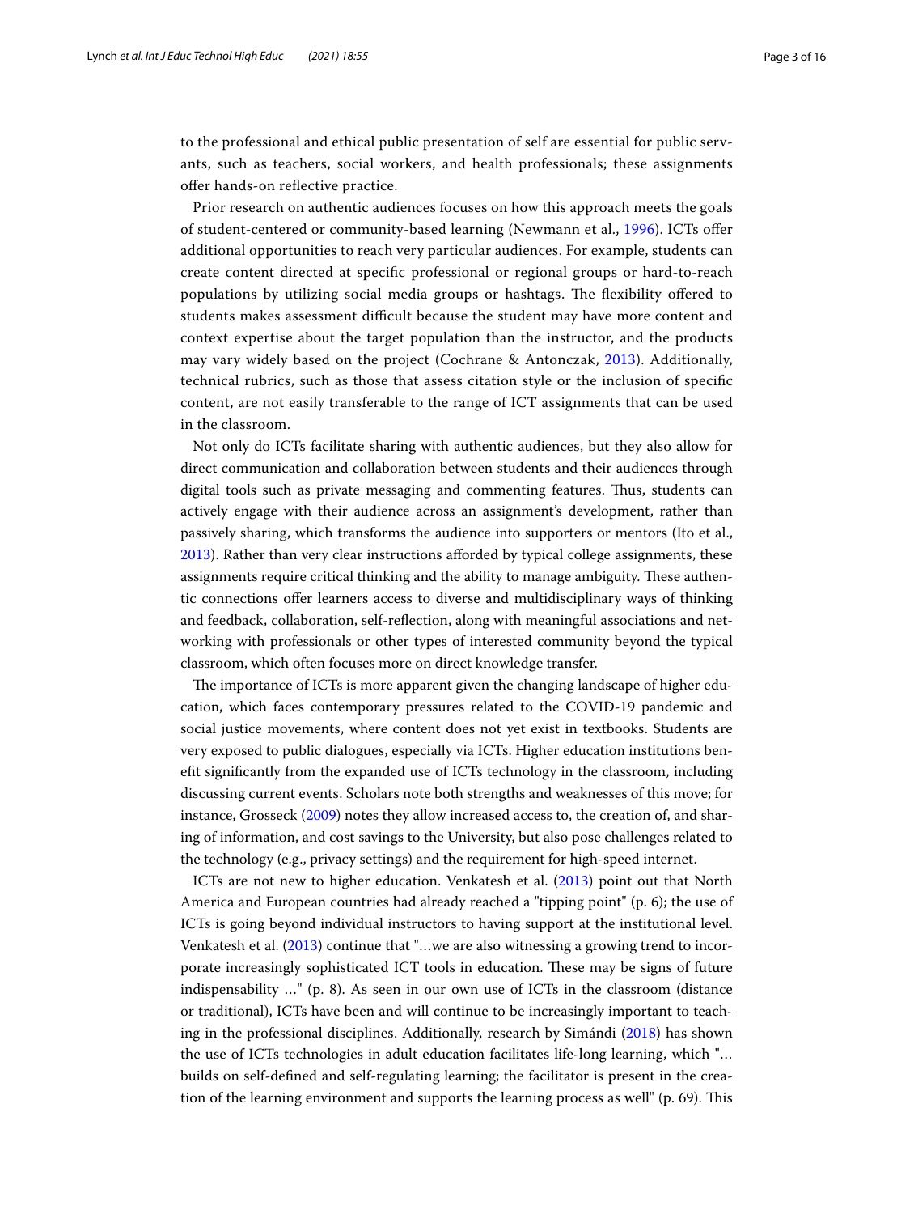to the professional and ethical public presentation of self are essential for public servants, such as teachers, social workers, and health professionals; these assignments offer hands-on reflective practice.

Prior research on authentic audiences focuses on how this approach meets the goals of student-centered or community-based learning (Newmann et al., 1996). ICTs offer additional opportunities to reach very particular audiences. For example, students can create content directed at specific professional or regional groups or hard-to-reach populations by utilizing social media groups or hashtags. The flexibility offered to students makes assessment difficult because the student may have more content and context expertise about the target population than the instructor, and the products may vary widely based on the project (Cochrane & Antonczak, 2013). Additionally, technical rubrics, such as those that assess citation style or the inclusion of specific content, are not easily transferable to the range of ICT assignments that can be used in the classroom.

Not only do ICTs facilitate sharing with authentic audiences, but they also allow for direct communication and collaboration between students and their audiences through digital tools such as private messaging and commenting features. Thus, students can actively engage with their audience across an assignment's development, rather than passively sharing, which transforms the audience into supporters or mentors (Ito et al., 2013). Rather than very clear instructions afforded by typical college assignments, these assignments require critical thinking and the ability to manage ambiguity. These authentic connections offer learners access to diverse and multidisciplinary ways of thinking and feedback, collaboration, self-reflection, along with meaningful associations and networking with professionals or other types of interested community beyond the typical classroom, which often focuses more on direct knowledge transfer.

The importance of ICTs is more apparent given the changing landscape of higher education, which faces contemporary pressures related to the COVID-19 pandemic and social justice movements, where content does not yet exist in textbooks. Students are very exposed to public dialogues, especially via ICTs. Higher education institutions benefit significantly from the expanded use of ICTs technology in the classroom, including discussing current events. Scholars note both strengths and weaknesses of this move; for instance, Grosseck (2009) notes they allow increased access to, the creation of, and sharing of information, and cost savings to the University, but also pose challenges related to the technology (e.g., privacy settings) and the requirement for high-speed internet.

ICTs are not new to higher education. Venkatesh et al. (2013) point out that North America and European countries had already reached a "tipping point" (p. 6); the use of ICTs is going beyond individual instructors to having support at the institutional level. Venkatesh et al. (2013) continue that "…we are also witnessing a growing trend to incorporate increasingly sophisticated ICT tools in education. These may be signs of future indispensability …" (p. 8). As seen in our own use of ICTs in the classroom (distance or traditional), ICTs have been and will continue to be increasingly important to teaching in the professional disciplines. Additionally, research by Simándi (2018) has shown the use of ICTs technologies in adult education facilitates life-long learning, which "… builds on self-defined and self-regulating learning; the facilitator is present in the creation of the learning environment and supports the learning process as well" (p. 69). This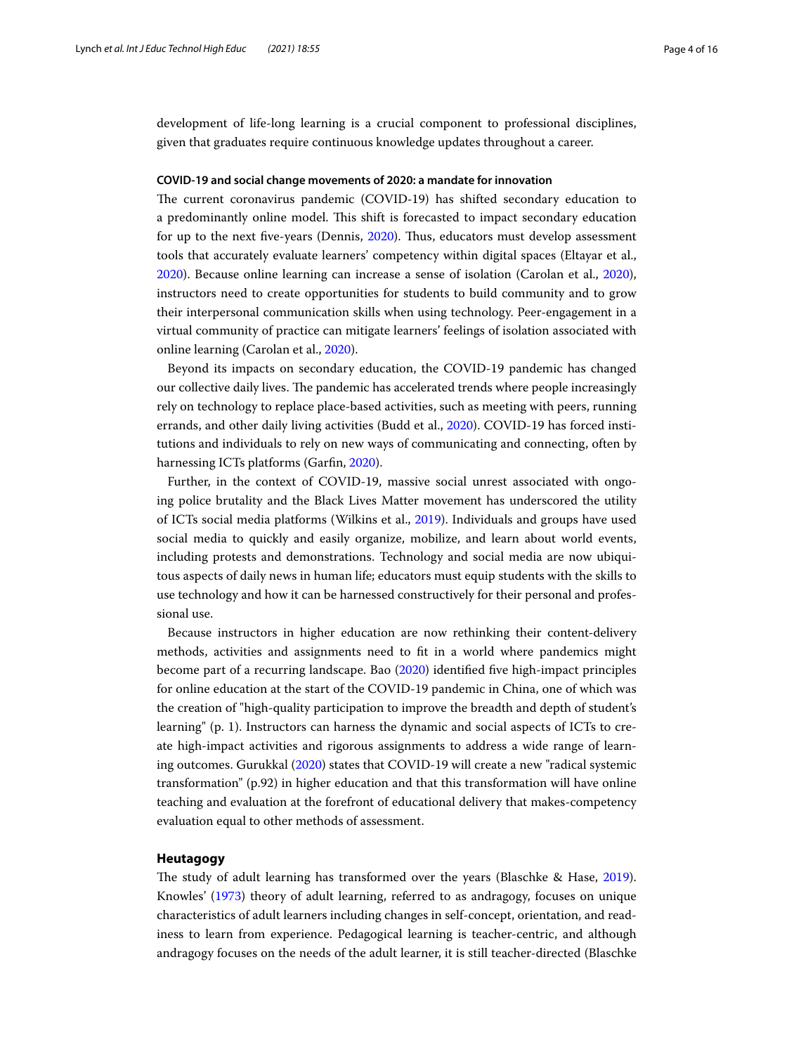development of life-long learning is a crucial component to professional disciplines, given that graduates require continuous knowledge updates throughout a career.

#### COVID-19 and social change movements of 2020: a mandate for innovation

The current coronavirus pandemic (COVID-19) has shifted secondary education to a predominantly online model. This shift is forecasted to impact secondary education for up to the next five-years (Dennis, 2020). Thus, educators must develop assessment tools that accurately evaluate learners' competency within digital spaces (Eltayar et al., 2020). Because online learning can increase a sense of isolation (Carolan et al., 2020), instructors need to create opportunities for students to build community and to grow their interpersonal communication skills when using technology. Peer-engagement in a virtual community of practice can mitigate learners' feelings of isolation associated with online learning (Carolan et al., 2020).

Beyond its impacts on secondary education, the COVID-19 pandemic has changed our collective daily lives. The pandemic has accelerated trends where people increasingly rely on technology to replace place-based activities, such as meeting with peers, running errands, and other daily living activities (Budd et al., 2020). COVID-19 has forced institutions and individuals to rely on new ways of communicating and connecting, often by harnessing ICTs platforms (Garfin, 2020).

Further, in the context of COVID-19, massive social unrest associated with ongoing police brutality and the Black Lives Matter movement has underscored the utility of ICTs social media platforms (Wilkins et al., 2019). Individuals and groups have used social media to quickly and easily organize, mobilize, and learn about world events, including protests and demonstrations. Technology and social media are now ubiquitous aspects of daily news in human life; educators must equip students with the skills to use technology and how it can be harnessed constructively for their personal and professional use.

Because instructors in higher education are now rethinking their content-delivery methods, activities and assignments need to fit in a world where pandemics might become part of a recurring landscape. Bao (2020) identified five high-impact principles for online education at the start of the COVID-19 pandemic in China, one of which was the creation of "high-quality participation to improve the breadth and depth of student's learning" (p. 1). Instructors can harness the dynamic and social aspects of ICTs to create high-impact activities and rigorous assignments to address a wide range of learning outcomes. Gurukkal (2020) states that COVID-19 will create a new "radical systemic transformation" (p.92) in higher education and that this transformation will have online teaching and evaluation at the forefront of educational delivery that makes-competency evaluation equal to other methods of assessment.

### Heutagogy

The study of adult learning has transformed over the years (Blaschke & Hase, 2019). Knowles' (1973) theory of adult learning, referred to as andragogy, focuses on unique characteristics of adult learners including changes in self-concept, orientation, and readiness to learn from experience. Pedagogical learning is teacher-centric, and although andragogy focuses on the needs of the adult learner, it is still teacher-directed (Blaschke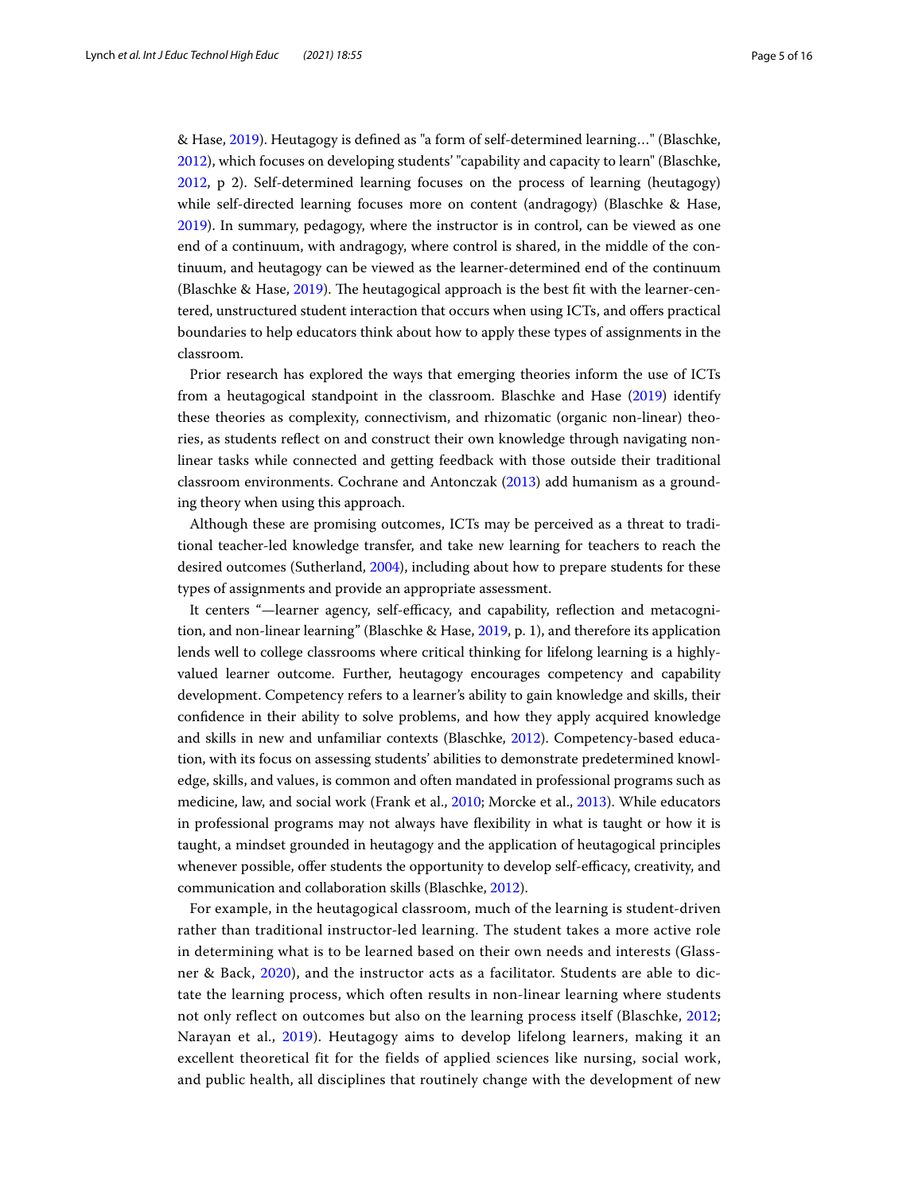& Hase, 2019). Heutagogy is defined as "a form of self-determined learning…" (Blaschke, 2012), which focuses on developing students' "capability and capacity to learn" (Blaschke, 2012, p 2). Self-determined learning focuses on the process of learning (heutagogy) while self-directed learning focuses more on content (andragogy) (Blaschke & Hase, 2019). In summary, pedagogy, where the instructor is in control, can be viewed as one end of a continuum, with andragogy, where control is shared, in the middle of the continuum, and heutagogy can be viewed as the learner-determined end of the continuum (Blaschke & Hase, 2019). The heutagogical approach is the best fit with the learner-centered, unstructured student interaction that occurs when using ICTs, and offers practical boundaries to help educators think about how to apply these types of assignments in the classroom.

Prior research has explored the ways that emerging theories inform the use of ICTs from a heutagogical standpoint in the classroom. Blaschke and Hase (2019) identify these theories as complexity, connectivism, and rhizomatic (organic non-linear) theories, as students reflect on and construct their own knowledge through navigating non-linear tasks while connected and getting feedback with those outside their traditional classroom environments. Cochrane and Antonczak (2013) add humanism as a grounding theory when using this approach.

Although these are promising outcomes, ICTs may be perceived as a threat to traditional teacher-led knowledge transfer, and take new learning for teachers to reach the desired outcomes (Sutherland, 2004), including about how to prepare students for these types of assignments and provide an appropriate assessment.

It centers "—learner agency, self-efficacy, and capability, reflection and metacognition, and non-linear learning" (Blaschke & Hase, 2019, p. 1), and therefore its application lends well to college classrooms where critical thinking for lifelong learning is a highly-valued learner outcome. Further, heutagogy encourages competency and capability development. Competency refers to a learner's ability to gain knowledge and skills, their confidence in their ability to solve problems, and how they apply acquired knowledge and skills in new and unfamiliar contexts (Blaschke, 2012). Competency-based education, with its focus on assessing students' abilities to demonstrate predetermined knowledge, skills, and values, is common and often mandated in professional programs such as medicine, law, and social work (Frank et al., 2010; Morcke et al., 2013). While educators in professional programs may not always have flexibility in what is taught or how it is taught, a mindset grounded in heutagogy and the application of heutagogical principles whenever possible, offer students the opportunity to develop self-efficacy, creativity, and communication and collaboration skills (Blaschke, 2012).

For example, in the heutagogical classroom, much of the learning is student-driven rather than traditional instructor-led learning. The student takes a more active role in determining what is to be learned based on their own needs and interests (Glassner & Back, 2020), and the instructor acts as a facilitator. Students are able to dictate the learning process, which often results in non-linear learning where students not only reflect on outcomes but also on the learning process itself (Blaschke, 2012; Narayan et al., 2019). Heutagogy aims to develop lifelong learners, making it an excellent theoretical fit for the fields of applied sciences like nursing, social work, and public health, all disciplines that routinely change with the development of new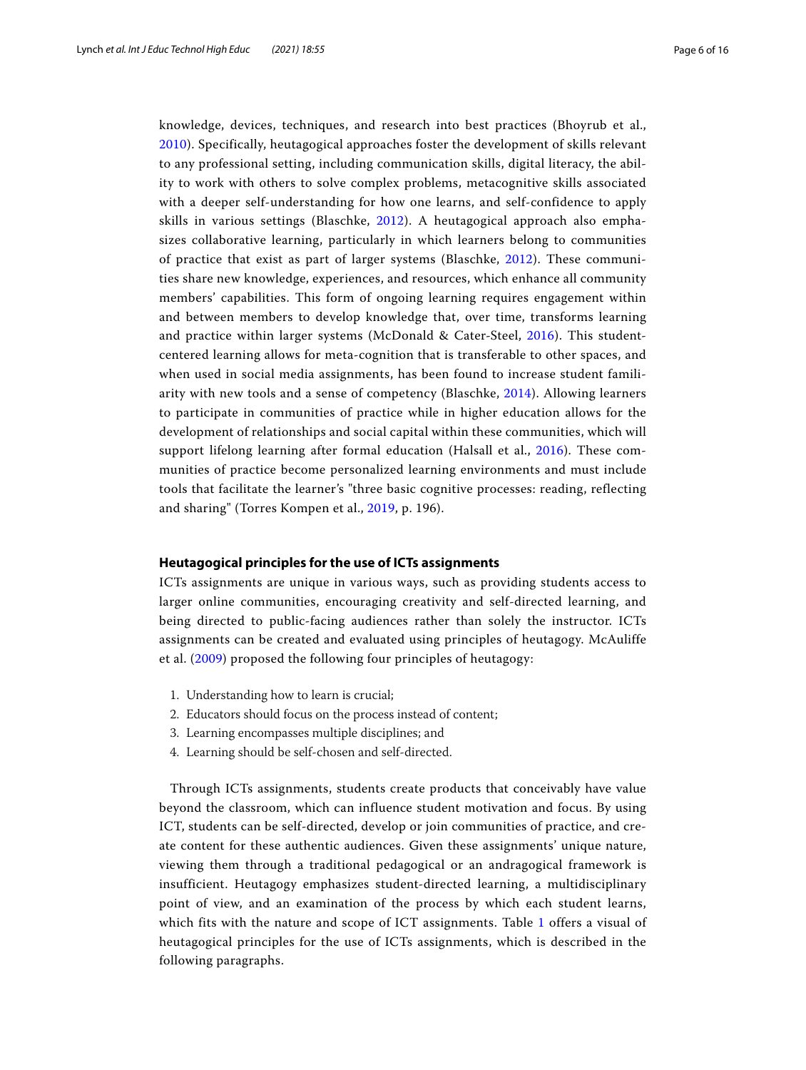knowledge, devices, techniques, and research into best practices (Bhoyrub et al., 2010). Specifically, heutagogical approaches foster the development of skills relevant to any professional setting, including communication skills, digital literacy, the ability to work with others to solve complex problems, metacognitive skills associated with a deeper self-understanding for how one learns, and self-confidence to apply skills in various settings (Blaschke, 2012). A heutagogical approach also emphasizes collaborative learning, particularly in which learners belong to communities of practice that exist as part of larger systems (Blaschke, 2012). These communities share new knowledge, experiences, and resources, which enhance all community members' capabilities. This form of ongoing learning requires engagement within and between members to develop knowledge that, over time, transforms learning and practice within larger systems (McDonald & Cater-Steel, 2016). This student-centered learning allows for meta-cognition that is transferable to other spaces, and when used in social media assignments, has been found to increase student familiarity with new tools and a sense of competency (Blaschke, 2014). Allowing learners to participate in communities of practice while in higher education allows for the development of relationships and social capital within these communities, which will support lifelong learning after formal education (Halsall et al., 2016). These communities of practice become personalized learning environments and must include tools that facilitate the learner's "three basic cognitive processes: reading, reflecting and sharing" (Torres Kompen et al., 2019, p. 196).

## Heutagogical principles for the use of ICTs assignments

ICTs assignments are unique in various ways, such as providing students access to larger online communities, encouraging creativity and self-directed learning, and being directed to public-facing audiences rather than solely the instructor. ICTs assignments can be created and evaluated using principles of heutagogy. McAuliffe et al. (2009) proposed the following four principles of heutagogy:

1. Understanding how to learn is crucial;
2. Educators should focus on the process instead of content;
3. Learning encompasses multiple disciplines; and
4. Learning should be self-chosen and self-directed.

Through ICTs assignments, students create products that conceivably have value beyond the classroom, which can influence student motivation and focus. By using ICT, students can be self-directed, develop or join communities of practice, and create content for these authentic audiences. Given these assignments' unique nature, viewing them through a traditional pedagogical or an andragogical framework is insufficient. Heutagogy emphasizes student-directed learning, a multidisciplinary point of view, and an examination of the process by which each student learns, which fits with the nature and scope of ICT assignments. Table 1 offers a visual of heutagogical principles for the use of ICTs assignments, which is described in the following paragraphs.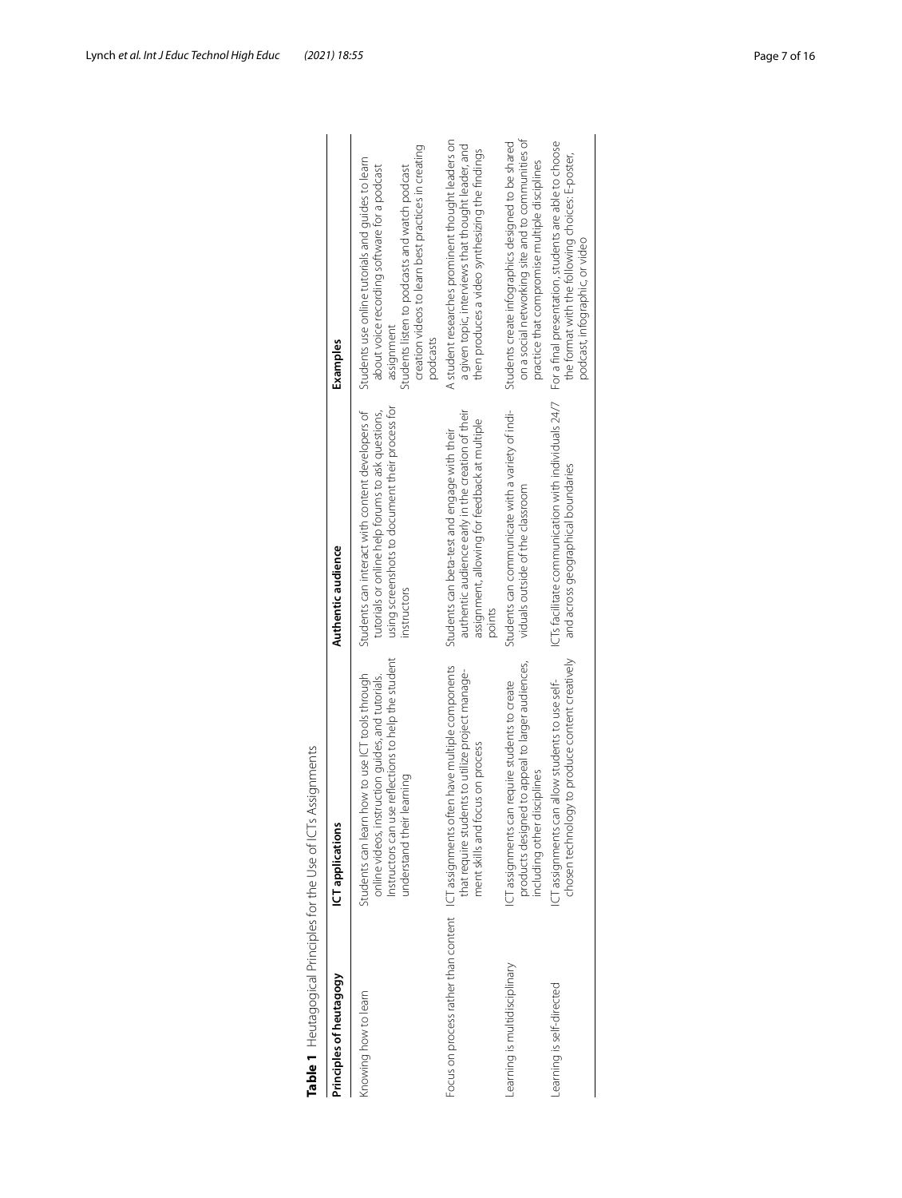**Table 1** Heutagogical Principles for the Use of ICTs Assignments

| Principles of heutagogy | ICT applications | Authentic audience | Examples |
| --- | --- | --- | --- |
| Knowing how to learn | Students can learn how to use ICT tools through online videos, instruction guides, and tutorials. Instructors can use reflections to help the student understand their learning | Students can interact with content developers of tutorials or online help forums to ask questions, using screenshots to document their process for instructors | Students use online tutorials and guides to learn about voice recording software for a podcast assignment<br>Students listen to podcasts and watch podcast creation videos to learn best practices in creating podcasts |
| Focus on process rather than content | ICT assignments often have multiple components that require students to utilize project management skills and focus on process | Students can beta-test and engage with their authentic audience early in the creation of their assignment, allowing for feedback at multiple points | A student researches prominent thought leaders on a given topic, interviews that thought leader, and then produces a video synthesizing the findings |
| Learning is multidisciplinary | ICT assignments can require students to create products designed to appeal to larger audiences, including other disciplines | Students can communicate with a variety of individuals outside of the classroom | Students create infographics designed to be shared on a social networking site and to communities of practice that compromise multiple disciplines |
| Learning is self-directed | ICT assignments can allow students to use self-chosen technology to produce content creatively | ICTs facilitate communication with individuals 24/7 and across geographical boundaries | For a final presentation, students are able to choose the format with the following choices: E-poster, podcast, infographic, or video |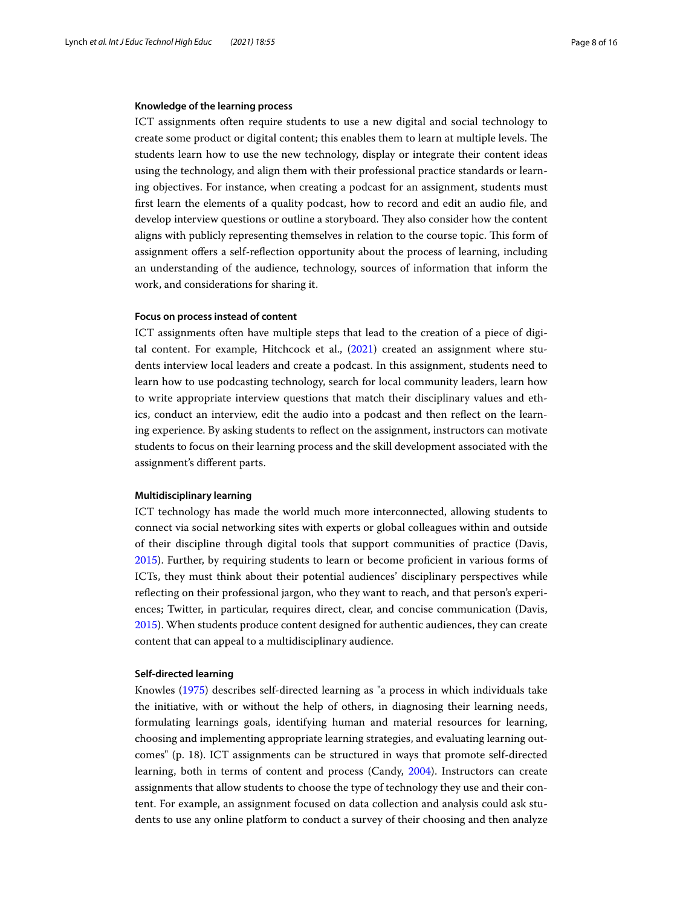#### Knowledge of the learning process

ICT assignments often require students to use a new digital and social technology to create some product or digital content; this enables them to learn at multiple levels. The students learn how to use the new technology, display or integrate their content ideas using the technology, and align them with their professional practice standards or learning objectives. For instance, when creating a podcast for an assignment, students must first learn the elements of a quality podcast, how to record and edit an audio file, and develop interview questions or outline a storyboard. They also consider how the content aligns with publicly representing themselves in relation to the course topic. This form of assignment offers a self-reflection opportunity about the process of learning, including an understanding of the audience, technology, sources of information that inform the work, and considerations for sharing it.

#### Focus on process instead of content

ICT assignments often have multiple steps that lead to the creation of a piece of digital content. For example, Hitchcock et al., (2021) created an assignment where students interview local leaders and create a podcast. In this assignment, students need to learn how to use podcasting technology, search for local community leaders, learn how to write appropriate interview questions that match their disciplinary values and ethics, conduct an interview, edit the audio into a podcast and then reflect on the learning experience. By asking students to reflect on the assignment, instructors can motivate students to focus on their learning process and the skill development associated with the assignment's different parts.

#### Multidisciplinary learning

ICT technology has made the world much more interconnected, allowing students to connect via social networking sites with experts or global colleagues within and outside of their discipline through digital tools that support communities of practice (Davis, 2015). Further, by requiring students to learn or become proficient in various forms of ICTs, they must think about their potential audiences' disciplinary perspectives while reflecting on their professional jargon, who they want to reach, and that person's experiences; Twitter, in particular, requires direct, clear, and concise communication (Davis, 2015). When students produce content designed for authentic audiences, they can create content that can appeal to a multidisciplinary audience.

#### Self-directed learning

Knowles (1975) describes self-directed learning as "a process in which individuals take the initiative, with or without the help of others, in diagnosing their learning needs, formulating learnings goals, identifying human and material resources for learning, choosing and implementing appropriate learning strategies, and evaluating learning outcomes" (p. 18). ICT assignments can be structured in ways that promote self-directed learning, both in terms of content and process (Candy, 2004). Instructors can create assignments that allow students to choose the type of technology they use and their content. For example, an assignment focused on data collection and analysis could ask students to use any online platform to conduct a survey of their choosing and then analyze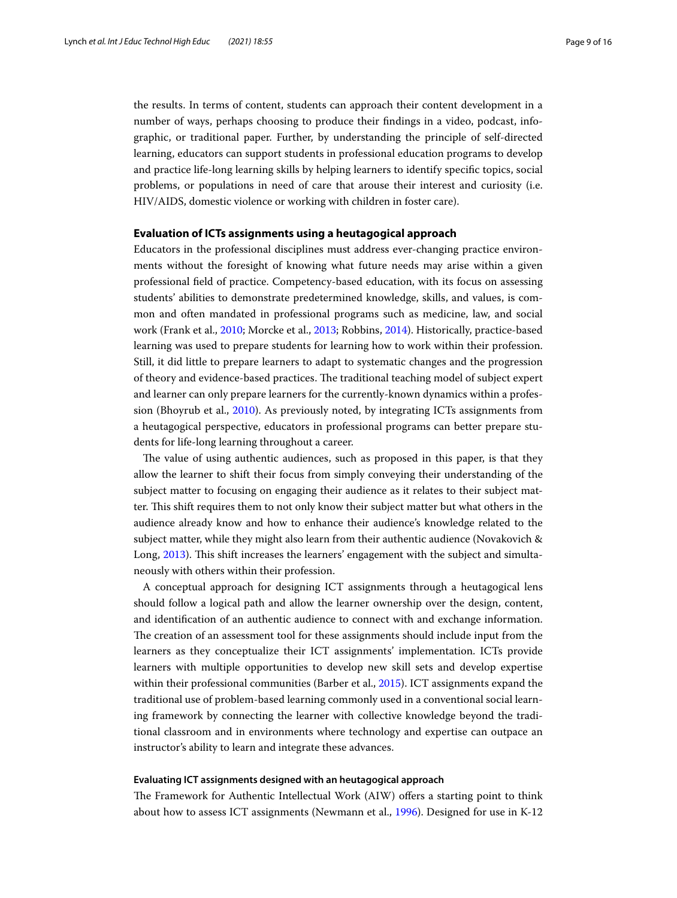the results. In terms of content, students can approach their content development in a number of ways, perhaps choosing to produce their findings in a video, podcast, infographic, or traditional paper. Further, by understanding the principle of self-directed learning, educators can support students in professional education programs to develop and practice life-long learning skills by helping learners to identify specific topics, social problems, or populations in need of care that arouse their interest and curiosity (i.e. HIV/AIDS, domestic violence or working with children in foster care).

## Evaluation of ICTs assignments using a heutagogical approach

Educators in the professional disciplines must address ever-changing practice environments without the foresight of knowing what future needs may arise within a given professional field of practice. Competency-based education, with its focus on assessing students' abilities to demonstrate predetermined knowledge, skills, and values, is common and often mandated in professional programs such as medicine, law, and social work (Frank et al., 2010; Morcke et al., 2013; Robbins, 2014). Historically, practice-based learning was used to prepare students for learning how to work within their profession. Still, it did little to prepare learners to adapt to systematic changes and the progression of theory and evidence-based practices. The traditional teaching model of subject expert and learner can only prepare learners for the currently-known dynamics within a profession (Bhoyrub et al., 2010). As previously noted, by integrating ICTs assignments from a heutagogical perspective, educators in professional programs can better prepare students for life-long learning throughout a career.

The value of using authentic audiences, such as proposed in this paper, is that they allow the learner to shift their focus from simply conveying their understanding of the subject matter to focusing on engaging their audience as it relates to their subject matter. This shift requires them to not only know their subject matter but what others in the audience already know and how to enhance their audience's knowledge related to the subject matter, while they might also learn from their authentic audience (Novakovich & Long, 2013). This shift increases the learners' engagement with the subject and simultaneously with others within their profession.

A conceptual approach for designing ICT assignments through a heutagogical lens should follow a logical path and allow the learner ownership over the design, content, and identification of an authentic audience to connect with and exchange information. The creation of an assessment tool for these assignments should include input from the learners as they conceptualize their ICT assignments' implementation. ICTs provide learners with multiple opportunities to develop new skill sets and develop expertise within their professional communities (Barber et al., 2015). ICT assignments expand the traditional use of problem-based learning commonly used in a conventional social learning framework by connecting the learner with collective knowledge beyond the traditional classroom and in environments where technology and expertise can outpace an instructor's ability to learn and integrate these advances.

### Evaluating ICT assignments designed with an heutagogical approach

The Framework for Authentic Intellectual Work (AIW) offers a starting point to think about how to assess ICT assignments (Newmann et al., 1996). Designed for use in K-12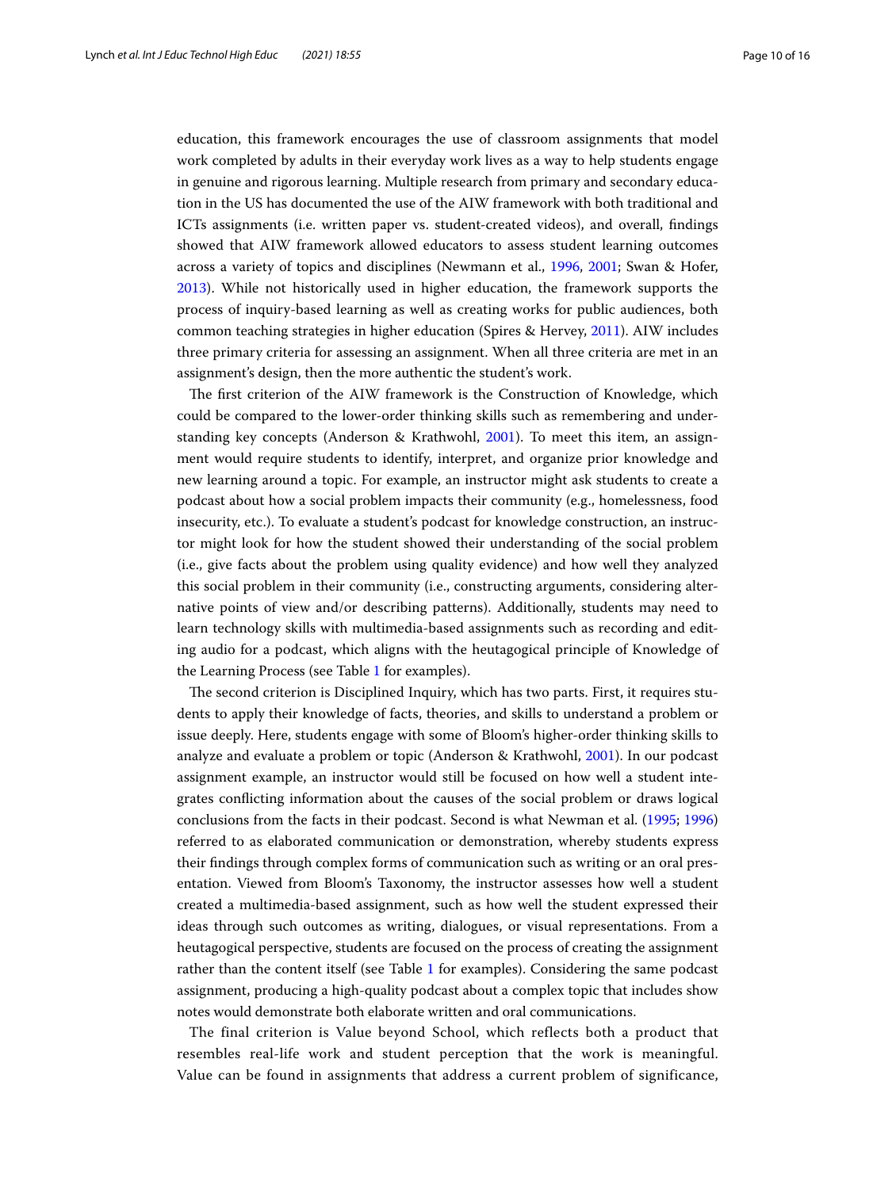education, this framework encourages the use of classroom assignments that model work completed by adults in their everyday work lives as a way to help students engage in genuine and rigorous learning. Multiple research from primary and secondary education in the US has documented the use of the AIW framework with both traditional and ICTs assignments (i.e. written paper vs. student-created videos), and overall, findings showed that AIW framework allowed educators to assess student learning outcomes across a variety of topics and disciplines (Newmann et al., 1996, 2001; Swan & Hofer, 2013). While not historically used in higher education, the framework supports the process of inquiry-based learning as well as creating works for public audiences, both common teaching strategies in higher education (Spires & Hervey, 2011). AIW includes three primary criteria for assessing an assignment. When all three criteria are met in an assignment's design, then the more authentic the student's work.

The first criterion of the AIW framework is the Construction of Knowledge, which could be compared to the lower-order thinking skills such as remembering and understanding key concepts (Anderson & Krathwohl, 2001). To meet this item, an assignment would require students to identify, interpret, and organize prior knowledge and new learning around a topic. For example, an instructor might ask students to create a podcast about how a social problem impacts their community (e.g., homelessness, food insecurity, etc.). To evaluate a student's podcast for knowledge construction, an instructor might look for how the student showed their understanding of the social problem (i.e., give facts about the problem using quality evidence) and how well they analyzed this social problem in their community (i.e., constructing arguments, considering alternative points of view and/or describing patterns). Additionally, students may need to learn technology skills with multimedia-based assignments such as recording and editing audio for a podcast, which aligns with the heutagogical principle of Knowledge of the Learning Process (see Table 1 for examples).

The second criterion is Disciplined Inquiry, which has two parts. First, it requires students to apply their knowledge of facts, theories, and skills to understand a problem or issue deeply. Here, students engage with some of Bloom's higher-order thinking skills to analyze and evaluate a problem or topic (Anderson & Krathwohl, 2001). In our podcast assignment example, an instructor would still be focused on how well a student integrates conflicting information about the causes of the social problem or draws logical conclusions from the facts in their podcast. Second is what Newman et al. (1995; 1996) referred to as elaborated communication or demonstration, whereby students express their findings through complex forms of communication such as writing or an oral presentation. Viewed from Bloom's Taxonomy, the instructor assesses how well a student created a multimedia-based assignment, such as how well the student expressed their ideas through such outcomes as writing, dialogues, or visual representations. From a heutagogical perspective, students are focused on the process of creating the assignment rather than the content itself (see Table 1 for examples). Considering the same podcast assignment, producing a high-quality podcast about a complex topic that includes show notes would demonstrate both elaborate written and oral communications.

The final criterion is Value beyond School, which reflects both a product that resembles real-life work and student perception that the work is meaningful. Value can be found in assignments that address a current problem of significance,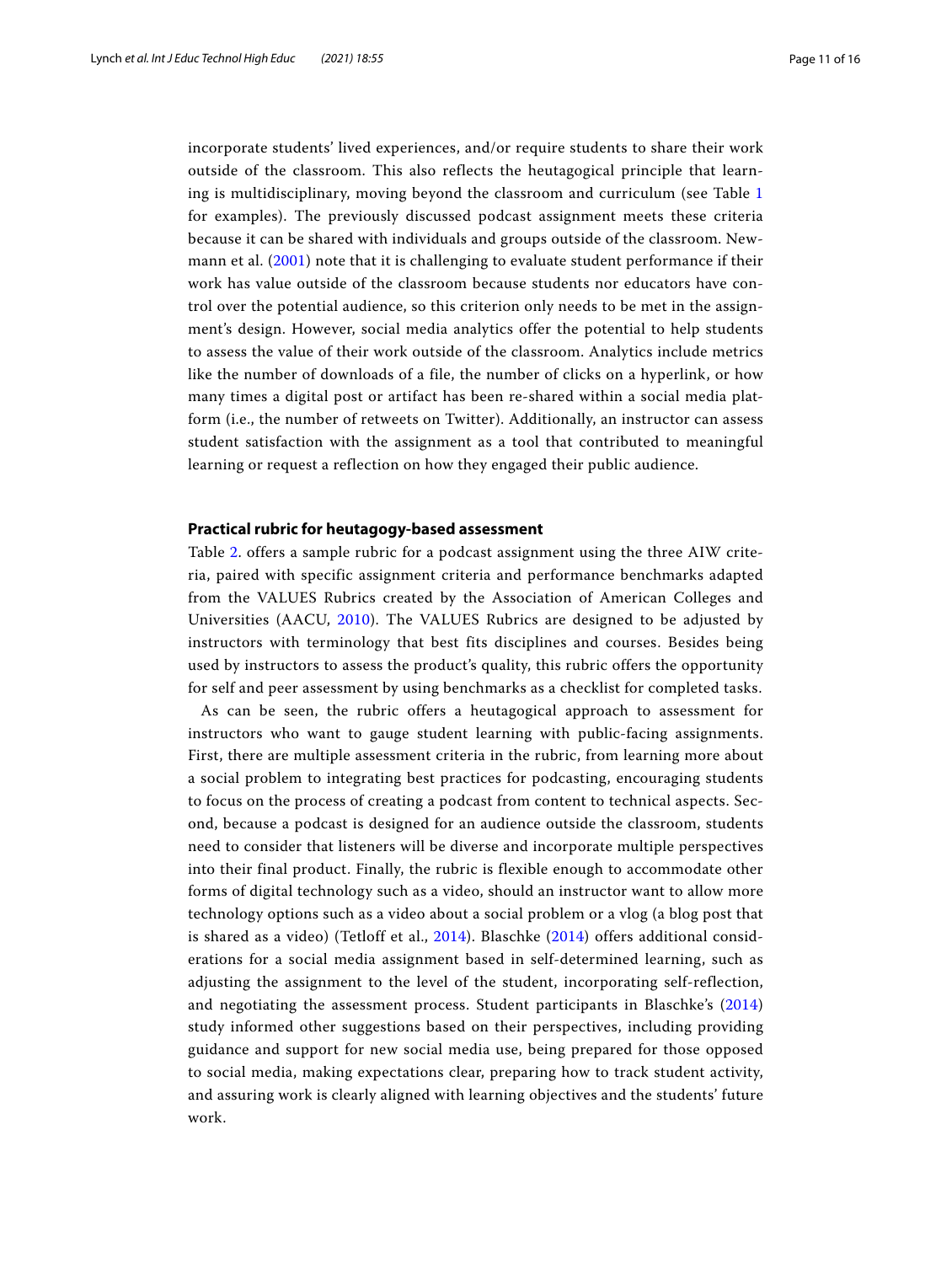incorporate students' lived experiences, and/or require students to share their work outside of the classroom. This also reflects the heutagogical principle that learning is multidisciplinary, moving beyond the classroom and curriculum (see Table 1 for examples). The previously discussed podcast assignment meets these criteria because it can be shared with individuals and groups outside of the classroom. Newmann et al. (2001) note that it is challenging to evaluate student performance if their work has value outside of the classroom because students nor educators have control over the potential audience, so this criterion only needs to be met in the assignment's design. However, social media analytics offer the potential to help students to assess the value of their work outside of the classroom. Analytics include metrics like the number of downloads of a file, the number of clicks on a hyperlink, or how many times a digital post or artifact has been re-shared within a social media platform (i.e., the number of retweets on Twitter). Additionally, an instructor can assess student satisfaction with the assignment as a tool that contributed to meaningful learning or request a reflection on how they engaged their public audience.

### Practical rubric for heutagogy-based assessment

Table 2. offers a sample rubric for a podcast assignment using the three AIW criteria, paired with specific assignment criteria and performance benchmarks adapted from the VALUES Rubrics created by the Association of American Colleges and Universities (AACU, 2010). The VALUES Rubrics are designed to be adjusted by instructors with terminology that best fits disciplines and courses. Besides being used by instructors to assess the product's quality, this rubric offers the opportunity for self and peer assessment by using benchmarks as a checklist for completed tasks.

As can be seen, the rubric offers a heutagogical approach to assessment for instructors who want to gauge student learning with public-facing assignments. First, there are multiple assessment criteria in the rubric, from learning more about a social problem to integrating best practices for podcasting, encouraging students to focus on the process of creating a podcast from content to technical aspects. Second, because a podcast is designed for an audience outside the classroom, students need to consider that listeners will be diverse and incorporate multiple perspectives into their final product. Finally, the rubric is flexible enough to accommodate other forms of digital technology such as a video, should an instructor want to allow more technology options such as a video about a social problem or a vlog (a blog post that is shared as a video) (Tetloff et al., 2014). Blaschke (2014) offers additional considerations for a social media assignment based in self-determined learning, such as adjusting the assignment to the level of the student, incorporating self-reflection, and negotiating the assessment process. Student participants in Blaschke's (2014) study informed other suggestions based on their perspectives, including providing guidance and support for new social media use, being prepared for those opposed to social media, making expectations clear, preparing how to track student activity, and assuring work is clearly aligned with learning objectives and the students' future work.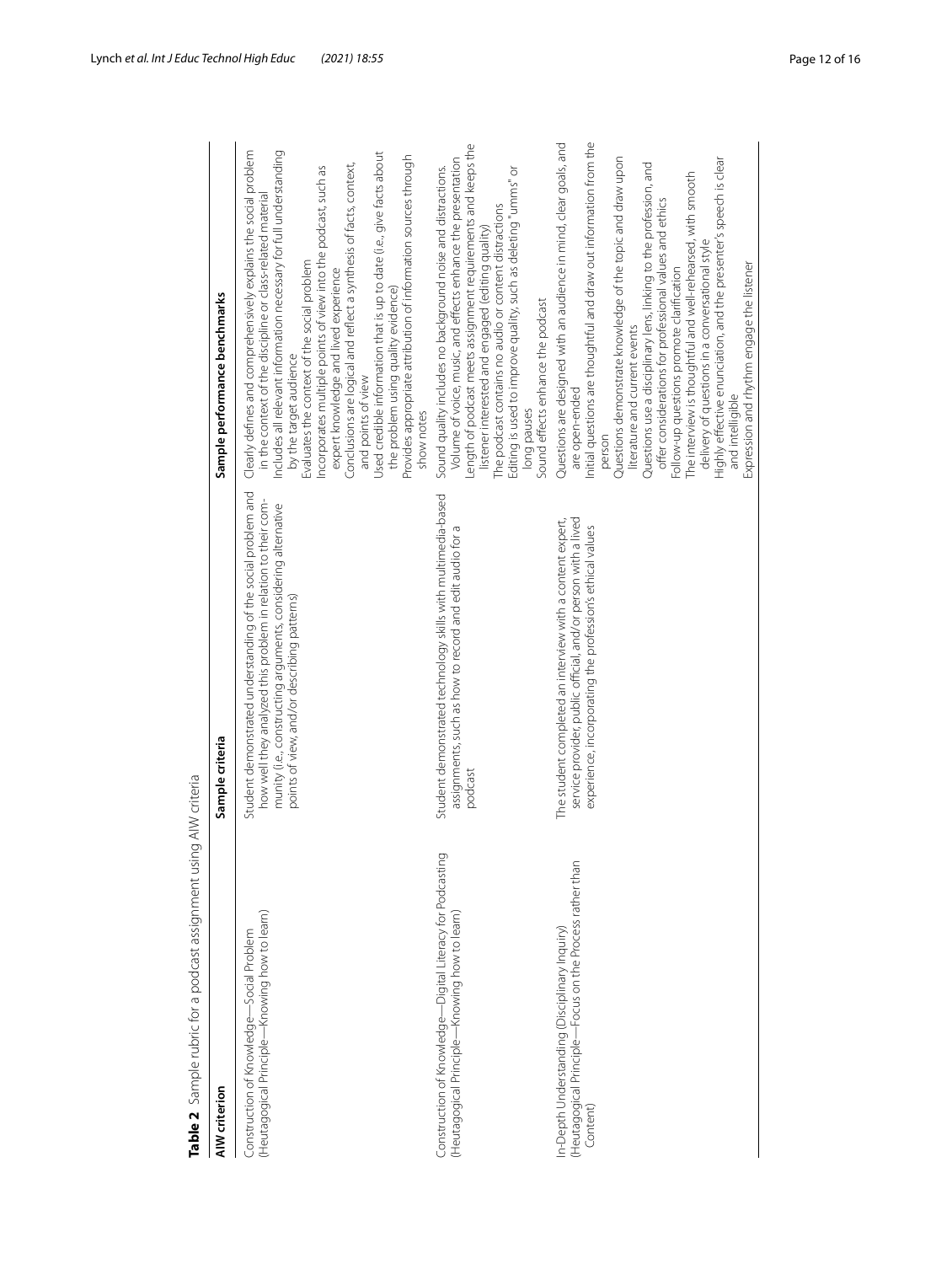**Table 2** Sample rubric for a podcast assignment using AIW criteria

| AIW criterion | Sample criteria | Sample performance benchmarks |
|---|---|---|
| Construction of Knowledge—Social Problem (Heutagogical Principle—Knowing how to learn) | Student demonstrated understanding of the social problem and how well they analyzed this problem in relation to their community (i.e., constructing arguments, considering alternative points of view, and/or describing patterns) | Clearly defines and comprehensively explains the social problem in the context of the discipline or class-related material<br>Includes all relevant information necessary for full understanding by the target audience<br>Evaluates the context of the social problem<br>Incorporates multiple points of view into the podcast, such as expert knowledge and lived experience<br>Conclusions are logical and reflect a synthesis of facts, context, and points of view<br>Used credible information that is up to date (i.e., give facts about the problem using quality evidence)<br>Provides appropriate attribution of information sources through show notes |
| Construction of Knowledge—Digital Literacy for Podcasting (Heutagogical Principle—Knowing how to learn) | Student demonstrated technology skills with multimedia-based assignments, such as how to record and edit audio for a podcast | Sound quality includes no background noise and distractions. Volume of voice, music, and effects enhance the presentation<br>Length of podcast meets assignment requirements and keeps the listener interested and engaged (editing quality)<br>The podcast contains no audio or content distractions<br>Editing is used to improve quality, such as deleting "umms" or long pauses<br>Sound effects enhance the podcast |
| In-Depth Understanding (Disciplinary Inquiry) (Heutagogical Principle—Focus on the Process rather than Content) | The student completed an interview with a content expert, service provider, public official, and/or person with a lived experience, incorporating the profession's ethical values | Questions are designed with an audience in mind, clear goals, and are open-ended<br>Initial questions are thoughtful and draw out information from the person<br>Questions demonstrate knowledge of the topic and draw upon literature and current events<br>Questions use a disciplinary lens, linking to the profession, and offer considerations for professional values and ethics<br>Follow-up questions promote clarification<br>The interview is thoughtful and well-rehearsed, with smooth delivery of questions in a conversational style<br>Highly effective enunciation, and the presenter's speech is clear and intelligible<br>Expression and rhythm engage the listener |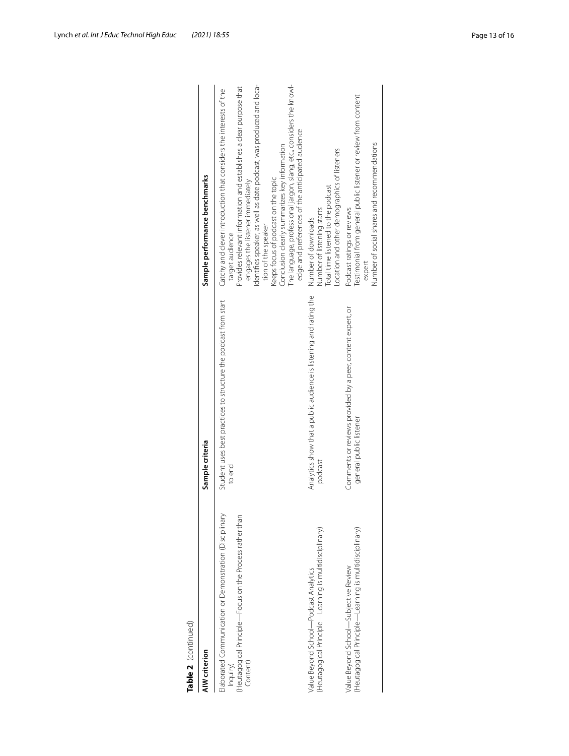**Table 2** (continued)

| AIW criterion | Sample criteria | Sample performance benchmarks |
|---|---|---|
| Elaborated Communication or Demonstration (Disciplinary Inquiry)<br>(Heutagogical Principle—Focus on the Process rather than Content) | Student uses best practices to structure the podcast from start to end | Catchy and clever introduction that considers the interests of the target audience<br>Provides relevant information and establishes a clear purpose that engages the listener immediately<br>Identifies speaker, as well as date podcast, was produced and location of the speaker<br>Keeps focus of podcast on the topic<br>Conclusion clearly summarizes key information<br>The language, professional jargon, slang, etc., considers the knowledge and preferences of the anticipated audience |
| Value Beyond School—Podcast Analytics<br>(Heutagogical Principle—Learning is multidisciplinary) | Analytics show that a public audience is listening and rating the podcast | Number of downloads<br>Number of listening starts<br>Total time listened to the podcast<br>Location and other demographics of listeners |
| Value Beyond School—Subjective Review<br>(Heutagogical Principle—Learning is multidisciplinary) | Comments or reviews provided by a peer, content expert, or general public listener | Podcast ratings or reviews<br>Testimonial from general public listener or review from content expert<br>Number of social shares and recommendations |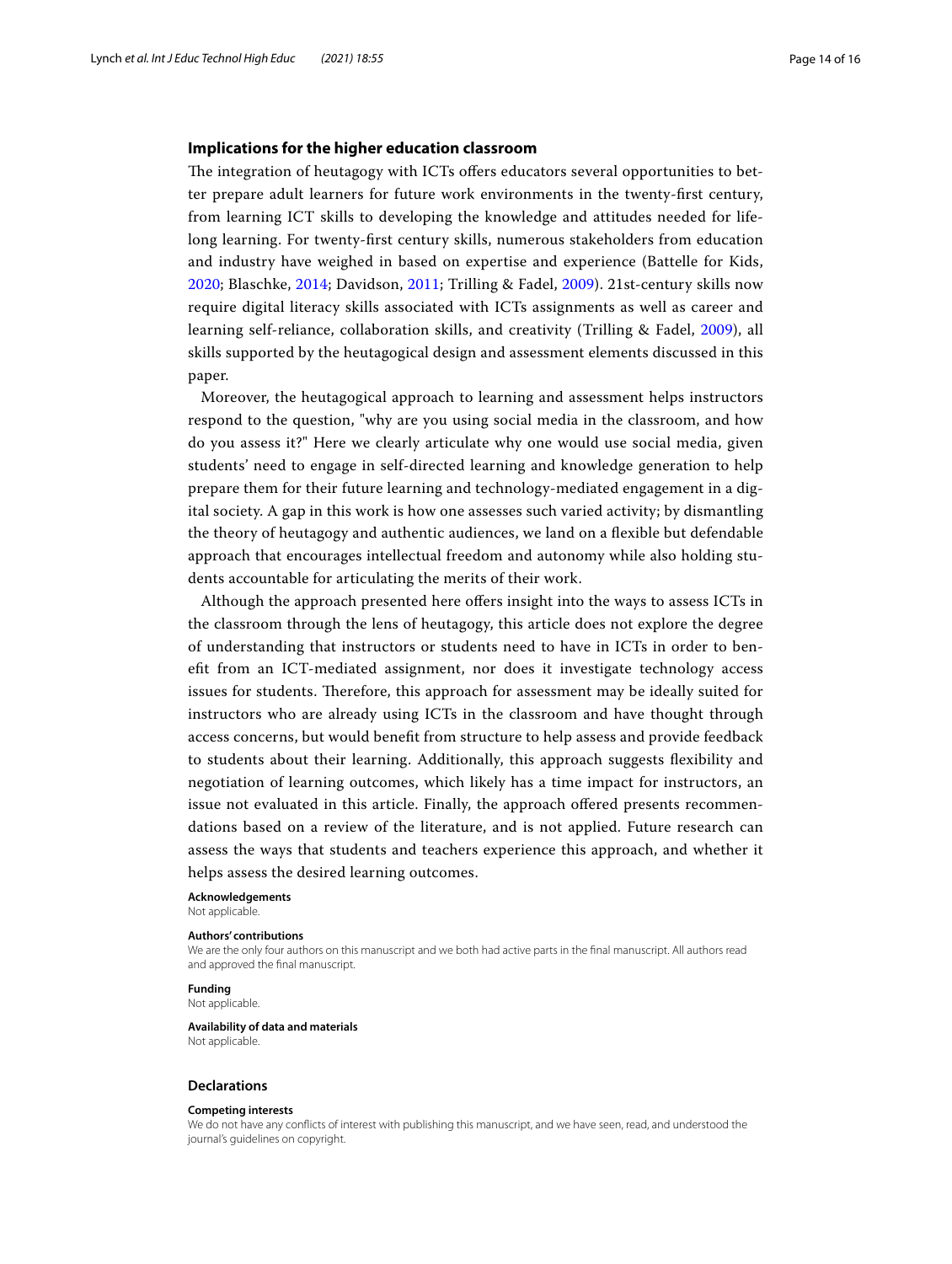### Implications for the higher education classroom

The integration of heutagogy with ICTs offers educators several opportunities to better prepare adult learners for future work environments in the twenty-first century, from learning ICT skills to developing the knowledge and attitudes needed for lifelong learning. For twenty-first century skills, numerous stakeholders from education and industry have weighed in based on expertise and experience (Battelle for Kids, 2020; Blaschke, 2014; Davidson, 2011; Trilling & Fadel, 2009). 21st-century skills now require digital literacy skills associated with ICTs assignments as well as career and learning self-reliance, collaboration skills, and creativity (Trilling & Fadel, 2009), all skills supported by the heutagogical design and assessment elements discussed in this paper.

Moreover, the heutagogical approach to learning and assessment helps instructors respond to the question, "why are you using social media in the classroom, and how do you assess it?" Here we clearly articulate why one would use social media, given students' need to engage in self-directed learning and knowledge generation to help prepare them for their future learning and technology-mediated engagement in a digital society. A gap in this work is how one assesses such varied activity; by dismantling the theory of heutagogy and authentic audiences, we land on a flexible but defendable approach that encourages intellectual freedom and autonomy while also holding students accountable for articulating the merits of their work.

Although the approach presented here offers insight into the ways to assess ICTs in the classroom through the lens of heutagogy, this article does not explore the degree of understanding that instructors or students need to have in ICTs in order to benefit from an ICT-mediated assignment, nor does it investigate technology access issues for students. Therefore, this approach for assessment may be ideally suited for instructors who are already using ICTs in the classroom and have thought through access concerns, but would benefit from structure to help assess and provide feedback to students about their learning. Additionally, this approach suggests flexibility and negotiation of learning outcomes, which likely has a time impact for instructors, an issue not evaluated in this article. Finally, the approach offered presents recommendations based on a review of the literature, and is not applied. Future research can assess the ways that students and teachers experience this approach, and whether it helps assess the desired learning outcomes.

**Acknowledgements**
Not applicable.

**Authors' contributions**
We are the only four authors on this manuscript and we both had active parts in the final manuscript. All authors read and approved the final manuscript.

**Funding**
Not applicable.

**Availability of data and materials**
Not applicable.

## Declarations

**Competing interests**
We do not have any conflicts of interest with publishing this manuscript, and we have seen, read, and understood the journal's guidelines on copyright.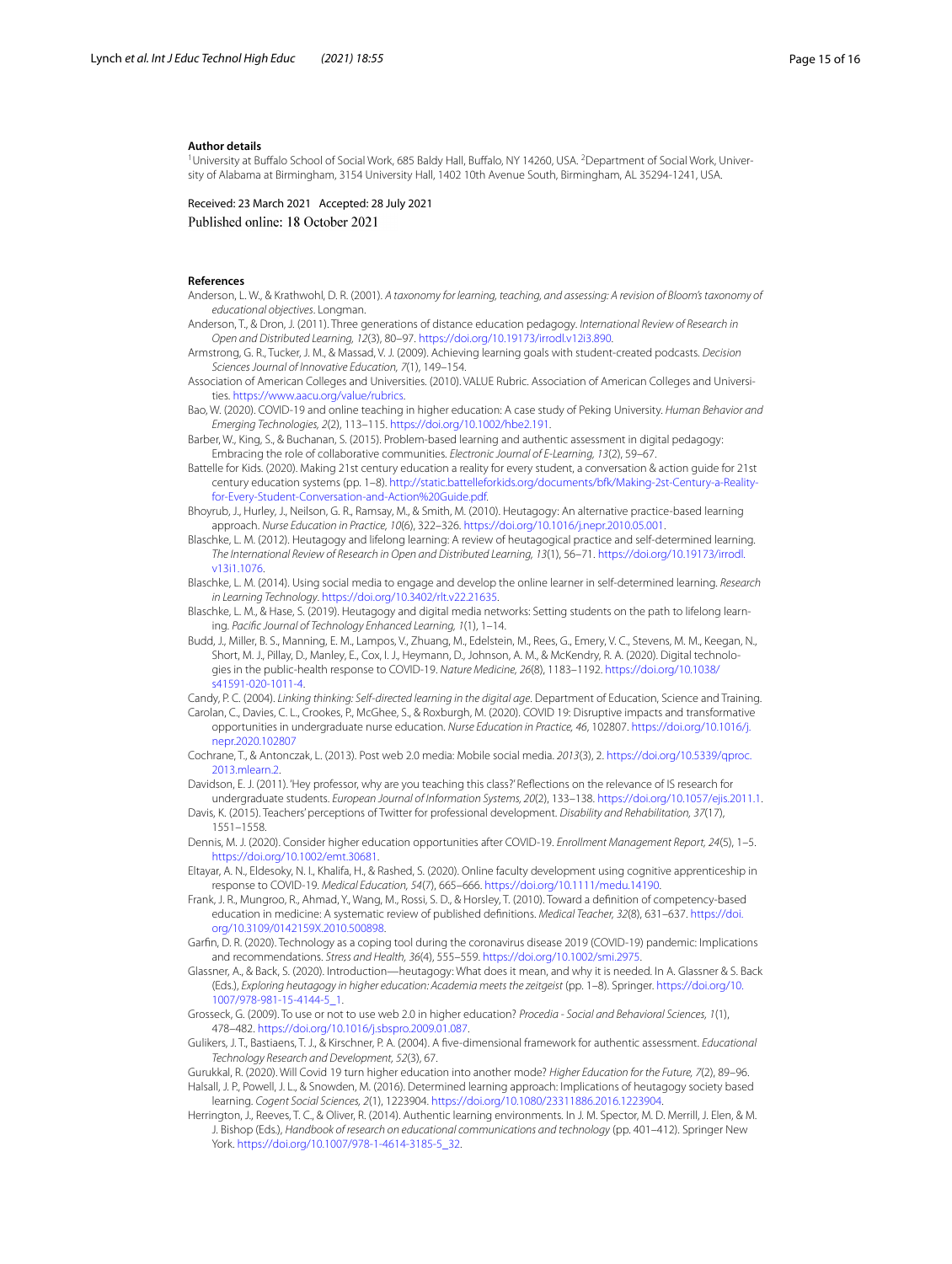### Author details

[1]University at Buffalo School of Social Work, 685 Baldy Hall, Buffalo, NY 14260, USA. [2]Department of Social Work, University of Alabama at Birmingham, 3154 University Hall, 1402 10th Avenue South, Birmingham, AL 35294-1241, USA.

Received: 23 March 2021 Accepted: 28 July 2021
Published online: 18 October 2021

### References

Anderson, L. W., & Krathwohl, D. R. (2001). *A taxonomy for learning, teaching, and assessing: A revision of Bloom's taxonomy of educational objectives*. Longman.

Anderson, T., & Dron, J. (2011). Three generations of distance education pedagogy. *International Review of Research in Open and Distributed Learning, 12*(3), 80–97. https://doi.org/10.19173/irrodl.v12i3.890.

Armstrong, G. R., Tucker, J. M., & Massad, V. J. (2009). Achieving learning goals with student-created podcasts. *Decision Sciences Journal of Innovative Education, 7*(1), 149–154.

Association of American Colleges and Universities. (2010). VALUE Rubric. Association of American Colleges and Universities. https://www.aacu.org/value/rubrics.

Bao, W. (2020). COVID-19 and online teaching in higher education: A case study of Peking University. *Human Behavior and Emerging Technologies, 2*(2), 113–115. https://doi.org/10.1002/hbe2.191.

Barber, W., King, S., & Buchanan, S. (2015). Problem-based learning and authentic assessment in digital pedagogy: Embracing the role of collaborative communities. *Electronic Journal of E-Learning, 13*(2), 59–67.

Battelle for Kids. (2020). Making 21st century education a reality for every student, a conversation & action guide for 21st century education systems (pp. 1–8). http://static.battelleforkids.org/documents/bfk/Making-2st-Century-a-Reality-for-Every-Student-Conversation-and-Action%20Guide.pdf.

Bhoyrub, J., Hurley, J., Neilson, G. R., Ramsay, M., & Smith, M. (2010). Heutagogy: An alternative practice-based learning approach. *Nurse Education in Practice, 10*(6), 322–326. https://doi.org/10.1016/j.nepr.2010.05.001.

Blaschke, L. M. (2012). Heutagogy and lifelong learning: A review of heutagogical practice and self-determined learning. *The International Review of Research in Open and Distributed Learning, 13*(1), 56–71. https://doi.org/10.19173/irrodl.v13i1.1076.

Blaschke, L. M. (2014). Using social media to engage and develop the online learner in self-determined learning. *Research in Learning Technology*. https://doi.org/10.3402/rlt.v22.21635.

Blaschke, L. M., & Hase, S. (2019). Heutagogy and digital media networks: Setting students on the path to lifelong learning. *Pacific Journal of Technology Enhanced Learning, 1*(1), 1–14.

Budd, J., Miller, B. S., Manning, E. M., Lampos, V., Zhuang, M., Edelstein, M., Rees, G., Emery, V. C., Stevens, M. M., Keegan, N., Short, M. J., Pillay, D., Manley, E., Cox, I. J., Heymann, D., Johnson, A. M., & McKendry, R. A. (2020). Digital technologies in the public-health response to COVID-19. *Nature Medicine, 26*(8), 1183–1192. https://doi.org/10.1038/s41591-020-1011-4.

Candy, P. C. (2004). *Linking thinking: Self-directed learning in the digital age*. Department of Education, Science and Training.

Carolan, C., Davies, C. L., Crookes, P., McGhee, S., & Roxburgh, M. (2020). COVID 19: Disruptive impacts and transformative opportunities in undergraduate nurse education. *Nurse Education in Practice, 46*, 102807. https://doi.org/10.1016/j.nepr.2020.102807

Cochrane, T., & Antonczak, L. (2013). Post web 2.0 media: Mobile social media. *2013*(3), 2. https://doi.org/10.5339/qproc.2013.mlearn.2.

Davidson, E. J. (2011). 'Hey professor, why are you teaching this class?' Reflections on the relevance of IS research for undergraduate students. *European Journal of Information Systems, 20*(2), 133–138. https://doi.org/10.1057/ejis.2011.1.

Davis, K. (2015). Teachers' perceptions of Twitter for professional development. *Disability and Rehabilitation, 37*(17), 1551–1558.

Dennis, M. J. (2020). Consider higher education opportunities after COVID-19. *Enrollment Management Report, 24*(5), 1–5. https://doi.org/10.1002/emt.30681.

Eltayar, A. N., Eldesoky, N. I., Khalifa, H., & Rashed, S. (2020). Online faculty development using cognitive apprenticeship in response to COVID-19. *Medical Education, 54*(7), 665–666. https://doi.org/10.1111/medu.14190.

Frank, J. R., Mungroo, R., Ahmad, Y., Wang, M., Rossi, S. D., & Horsley, T. (2010). Toward a definition of competency-based education in medicine: A systematic review of published definitions. *Medical Teacher, 32*(8), 631–637. https://doi.org/10.3109/0142159X.2010.500898.

Garfin, D. R. (2020). Technology as a coping tool during the coronavirus disease 2019 (COVID-19) pandemic: Implications and recommendations. *Stress and Health, 36*(4), 555–559. https://doi.org/10.1002/smi.2975.

Glassner, A., & Back, S. (2020). Introduction—heutagogy: What does it mean, and why it is needed. In A. Glassner & S. Back (Eds.), *Exploring heutagogy in higher education: Academia meets the zeitgeist* (pp. 1–8). Springer. https://doi.org/10.1007/978-981-15-4144-5_1.

Grosseck, G. (2009). To use or not to use web 2.0 in higher education? *Procedia - Social and Behavioral Sciences, 1*(1), 478–482. https://doi.org/10.1016/j.sbspro.2009.01.087.

Gulikers, J. T., Bastiaens, T. J., & Kirschner, P. A. (2004). A five-dimensional framework for authentic assessment. *Educational Technology Research and Development, 52*(3), 67.

Gurukkal, R. (2020). Will Covid 19 turn higher education into another mode? *Higher Education for the Future, 7*(2), 89–96.

Halsall, J. P., Powell, J. L., & Snowden, M. (2016). Determined learning approach: Implications of heutagogy society based learning. *Cogent Social Sciences, 2*(1), 1223904. https://doi.org/10.1080/23311886.2016.1223904.

Herrington, J., Reeves, T. C., & Oliver, R. (2014). Authentic learning environments. In J. M. Spector, M. D. Merrill, J. Elen, & M. J. Bishop (Eds.), *Handbook of research on educational communications and technology* (pp. 401–412). Springer New York. https://doi.org/10.1007/978-1-4614-3185-5_32.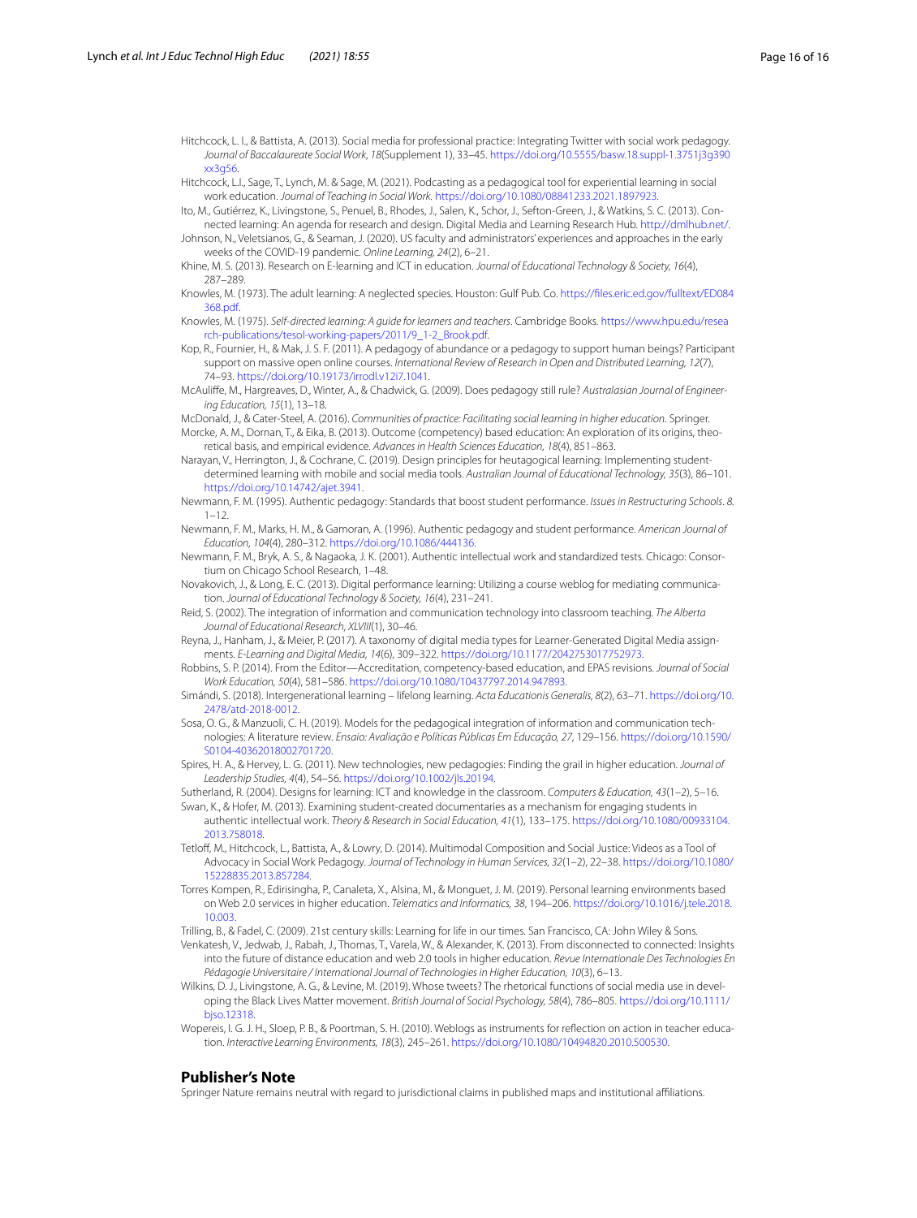Hitchcock, L. I., & Battista, A. (2013). Social media for professional practice: Integrating Twitter with social work pedagogy. *Journal of Baccalaureate Social Work, 18*(Supplement 1), 33–45. https://doi.org/10.5555/basw.18.suppl-1.3751j3g390xx3g56.

Hitchcock, L.I., Sage, T., Lynch, M. & Sage, M. (2021). Podcasting as a pedagogical tool for experiential learning in social work education. *Journal of Teaching in Social Work*. https://doi.org/10.1080/08841233.2021.1897923.

Ito, M., Gutiérrez, K., Livingstone, S., Penuel, B., Rhodes, J., Salen, K., Schor, J., Sefton-Green, J., & Watkins, S. C. (2013). Connected learning: An agenda for research and design. Digital Media and Learning Research Hub. http://dmlhub.net/.

Johnson, N., Veletsianos, G., & Seaman, J. (2020). US faculty and administrators' experiences and approaches in the early weeks of the COVID-19 pandemic. *Online Learning, 24*(2), 6–21.

Khine, M. S. (2013). Research on E-learning and ICT in education. *Journal of Educational Technology & Society, 16*(4), 287–289.

Knowles, M. (1973). The adult learning: A neglected species. Houston: Gulf Pub. Co. https://files.eric.ed.gov/fulltext/ED084368.pdf.

Knowles, M. (1975). *Self-directed learning: A guide for learners and teachers*. Cambridge Books. https://www.hpu.edu/research-publications/tesol-working-papers/2011/9_1-2_Brook.pdf.

Kop, R., Fournier, H., & Mak, J. S. F. (2011). A pedagogy of abundance or a pedagogy to support human beings? Participant support on massive open online courses. *International Review of Research in Open and Distributed Learning, 12*(7), 74–93. https://doi.org/10.19173/irrodl.v12i7.1041.

McAuliffe, M., Hargreaves, D., Winter, A., & Chadwick, G. (2009). Does pedagogy still rule? *Australasian Journal of Engineering Education, 15*(1), 13–18.

McDonald, J., & Cater-Steel, A. (2016). *Communities of practice: Facilitating social learning in higher education*. Springer.

Morcke, A. M., Dornan, T., & Eika, B. (2013). Outcome (competency) based education: An exploration of its origins, theoretical basis, and empirical evidence. *Advances in Health Sciences Education, 18*(4), 851–863.

Narayan, V., Herrington, J., & Cochrane, C. (2019). Design principles for heutagogical learning: Implementing student-determined learning with mobile and social media tools. *Australian Journal of Educational Technology, 35*(3), 86–101. https://doi.org/10.14742/ajet.3941.

Newmann, F. M. (1995). Authentic pedagogy: Standards that boost student performance. *Issues in Restructuring Schools*. *8*. 1–12.

Newmann, F. M., Marks, H. M., & Gamoran, A. (1996). Authentic pedagogy and student performance. *American Journal of Education, 104*(4), 280–312. https://doi.org/10.1086/444136.

Newmann, F. M., Bryk, A. S., & Nagaoka, J. K. (2001). Authentic intellectual work and standardized tests. Chicago: Consortium on Chicago School Research, 1–48.

Novakovich, J., & Long, E. C. (2013). Digital performance learning: Utilizing a course weblog for mediating communication. *Journal of Educational Technology & Society, 16*(4), 231–241.

Reid, S. (2002). The integration of information and communication technology into classroom teaching. *The Alberta Journal of Educational Research, XLVIII*(1), 30–46.

Reyna, J., Hanham, J., & Meier, P. (2017). A taxonomy of digital media types for Learner-Generated Digital Media assignments. *E-Learning and Digital Media, 14*(6), 309–322. https://doi.org/10.1177/2042753017752973.

Robbins, S. P. (2014). From the Editor—Accreditation, competency-based education, and EPAS revisions. *Journal of Social Work Education, 50*(4), 581–586. https://doi.org/10.1080/10437797.2014.947893.

Simándi, S. (2018). Intergenerational learning – lifelong learning. *Acta Educationis Generalis, 8*(2), 63–71. https://doi.org/10.2478/atd-2018-0012.

Sosa, O. G., & Manzuoli, C. H. (2019). Models for the pedagogical integration of information and communication technologies: A literature review. *Ensaio: Avaliação e Políticas Públicas Em Educação, 27*, 129–156. https://doi.org/10.1590/S0104-40362018002701720.

Spires, H. A., & Hervey, L. G. (2011). New technologies, new pedagogies: Finding the grail in higher education. *Journal of Leadership Studies, 4*(4), 54–56. https://doi.org/10.1002/jls.20194.

Sutherland, R. (2004). Designs for learning: ICT and knowledge in the classroom. *Computers & Education, 43*(1–2), 5–16.

Swan, K., & Hofer, M. (2013). Examining student-created documentaries as a mechanism for engaging students in authentic intellectual work. *Theory & Research in Social Education, 41*(1), 133–175. https://doi.org/10.1080/00933104.2013.758018.

Tetloff, M., Hitchcock, L., Battista, A., & Lowry, D. (2014). Multimodal Composition and Social Justice: Videos as a Tool of Advocacy in Social Work Pedagogy. *Journal of Technology in Human Services, 32*(1–2), 22–38. https://doi.org/10.1080/15228835.2013.857284.

Torres Kompen, R., Edirisingha, P., Canaleta, X., Alsina, M., & Monguet, J. M. (2019). Personal learning environments based on Web 2.0 services in higher education. *Telematics and Informatics, 38*, 194–206. https://doi.org/10.1016/j.tele.2018.10.003.

Trilling, B., & Fadel, C. (2009). 21st century skills: Learning for life in our times. San Francisco, CA: John Wiley & Sons.

Venkatesh, V., Jedwab, J., Rabah, J., Thomas, T., Varela, W., & Alexander, K. (2013). From disconnected to connected: Insights into the future of distance education and web 2.0 tools in higher education. *Revue Internationale Des Technologies En Pédagogie Universitaire / International Journal of Technologies in Higher Education, 10*(3), 6–13.

Wilkins, D. J., Livingstone, A. G., & Levine, M. (2019). Whose tweets? The rhetorical functions of social media use in developing the Black Lives Matter movement. *British Journal of Social Psychology, 58*(4), 786–805. https://doi.org/10.1111/bjso.12318.

Wopereis, I. G. J. H., Sloep, P. B., & Poortman, S. H. (2010). Weblogs as instruments for reflection on action in teacher education. *Interactive Learning Environments, 18*(3), 245–261. https://doi.org/10.1080/10494820.2010.500530.

## Publisher's Note

Springer Nature remains neutral with regard to jurisdictional claims in published maps and institutional affiliations.